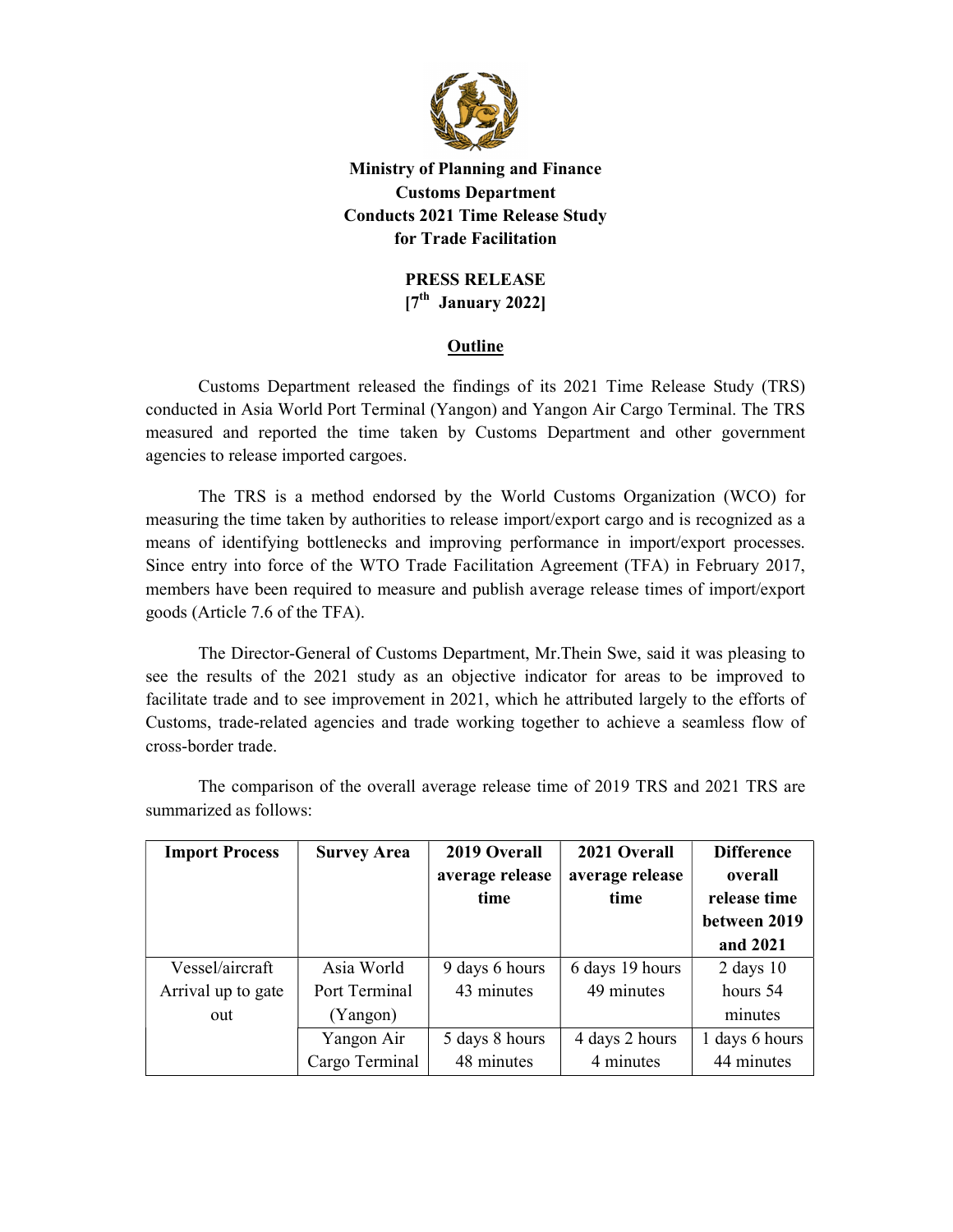**Ministry of Planning and Finance**
**Customs Department**
**Conducts 2021 Time Release Study**
**for Trade Facilitation**

**PRESS RELEASE**
**[7th January 2022]**

## Outline

Customs Department released the findings of its 2021 Time Release Study (TRS) conducted in Asia World Port Terminal (Yangon) and Yangon Air Cargo Terminal. The TRS measured and reported the time taken by Customs Department and other government agencies to release imported cargoes.

The TRS is a method endorsed by the World Customs Organization (WCO) for measuring the time taken by authorities to release import/export cargo and is recognized as a means of identifying bottlenecks and improving performance in import/export processes. Since entry into force of the WTO Trade Facilitation Agreement (TFA) in February 2017, members have been required to measure and publish average release times of import/export goods (Article 7.6 of the TFA).

The Director-General of Customs Department, Mr.Thein Swe, said it was pleasing to see the results of the 2021 study as an objective indicator for areas to be improved to facilitate trade and to see improvement in 2021, which he attributed largely to the efforts of Customs, trade-related agencies and trade working together to achieve a seamless flow of cross-border trade.

The comparison of the overall average release time of 2019 TRS and 2021 TRS are summarized as follows:

| Import Process | Survey Area | 2019 Overall average release time | 2021 Overall average release time | Difference overall release time between 2019 and 2021 |
|---|---|---|---|---|
| Vessel/aircraft Arrival up to gate out | Asia World Port Terminal (Yangon) | 9 days 6 hours 43 minutes | 6 days 19 hours 49 minutes | 2 days 10 hours 54 minutes |
| | Yangon Air Cargo Terminal | 5 days 8 hours 48 minutes | 4 days 2 hours 4 minutes | 1 days 6 hours 44 minutes |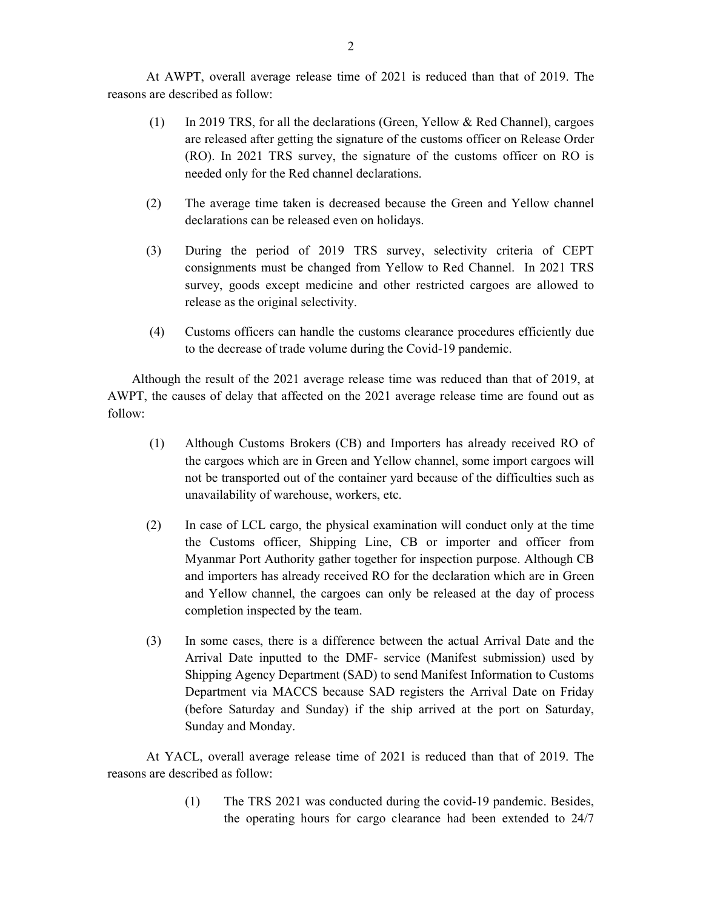At AWPT, overall average release time of 2021 is reduced than that of 2019. The reasons are described as follow:

(1) In 2019 TRS, for all the declarations (Green, Yellow & Red Channel), cargoes are released after getting the signature of the customs officer on Release Order (RO). In 2021 TRS survey, the signature of the customs officer on RO is needed only for the Red channel declarations.

(2) The average time taken is decreased because the Green and Yellow channel declarations can be released even on holidays.

(3) During the period of 2019 TRS survey, selectivity criteria of CEPT consignments must be changed from Yellow to Red Channel. In 2021 TRS survey, goods except medicine and other restricted cargoes are allowed to release as the original selectivity.

(4) Customs officers can handle the customs clearance procedures efficiently due to the decrease of trade volume during the Covid-19 pandemic.

Although the result of the 2021 average release time was reduced than that of 2019, at AWPT, the causes of delay that affected on the 2021 average release time are found out as follow:

(1) Although Customs Brokers (CB) and Importers has already received RO of the cargoes which are in Green and Yellow channel, some import cargoes will not be transported out of the container yard because of the difficulties such as unavailability of warehouse, workers, etc.

(2) In case of LCL cargo, the physical examination will conduct only at the time the Customs officer, Shipping Line, CB or importer and officer from Myanmar Port Authority gather together for inspection purpose. Although CB and importers has already received RO for the declaration which are in Green and Yellow channel, the cargoes can only be released at the day of process completion inspected by the team.

(3) In some cases, there is a difference between the actual Arrival Date and the Arrival Date inputted to the DMF- service (Manifest submission) used by Shipping Agency Department (SAD) to send Manifest Information to Customs Department via MACCS because SAD registers the Arrival Date on Friday (before Saturday and Sunday) if the ship arrived at the port on Saturday, Sunday and Monday.

At YACL, overall average release time of 2021 is reduced than that of 2019. The reasons are described as follow:

(1) The TRS 2021 was conducted during the covid-19 pandemic. Besides, the operating hours for cargo clearance had been extended to 24/7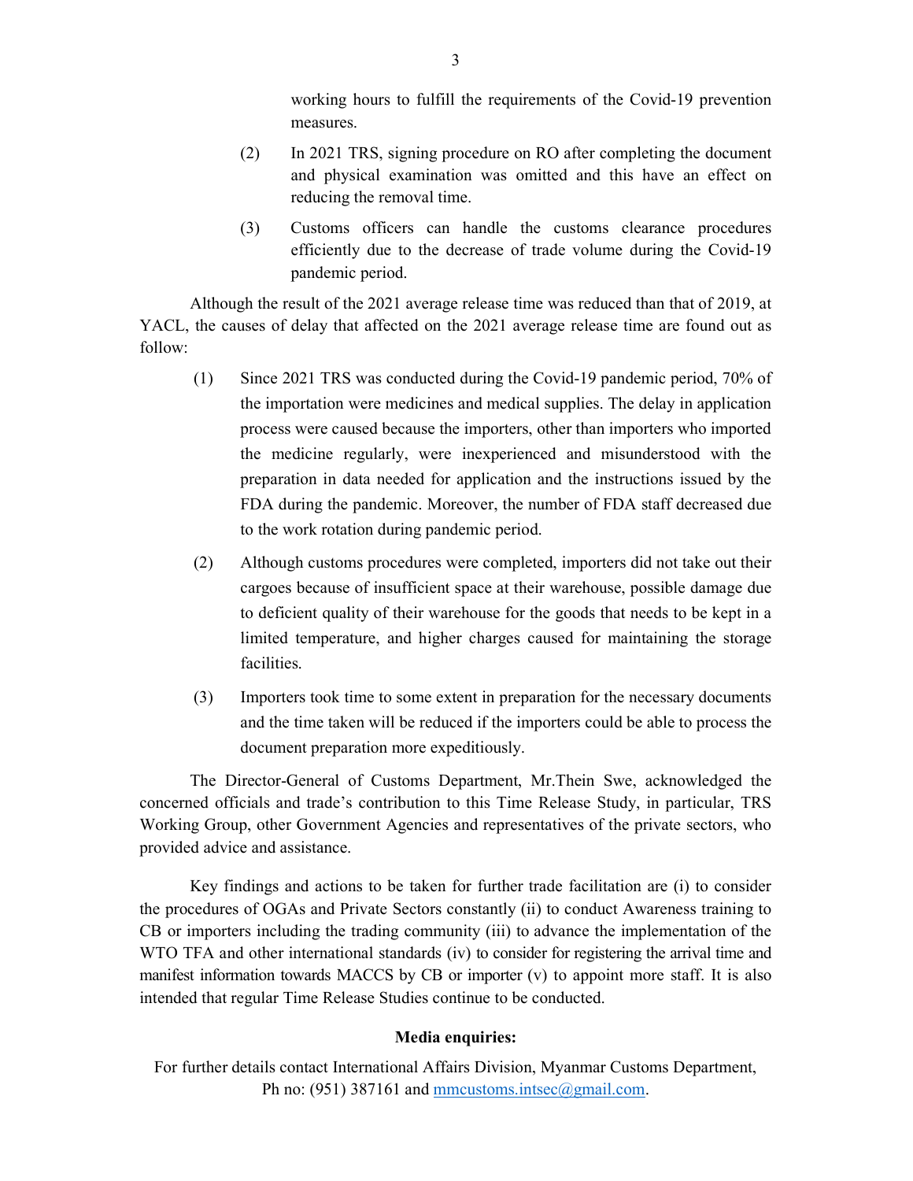working hours to fulfill the requirements of the Covid-19 prevention measures.

(2) In 2021 TRS, signing procedure on RO after completing the document and physical examination was omitted and this have an effect on reducing the removal time.

(3) Customs officers can handle the customs clearance procedures efficiently due to the decrease of trade volume during the Covid-19 pandemic period.

Although the result of the 2021 average release time was reduced than that of 2019, at YACL, the causes of delay that affected on the 2021 average release time are found out as follow:

(1) Since 2021 TRS was conducted during the Covid-19 pandemic period, 70% of the importation were medicines and medical supplies. The delay in application process were caused because the importers, other than importers who imported the medicine regularly, were inexperienced and misunderstood with the preparation in data needed for application and the instructions issued by the FDA during the pandemic. Moreover, the number of FDA staff decreased due to the work rotation during pandemic period.

(2) Although customs procedures were completed, importers did not take out their cargoes because of insufficient space at their warehouse, possible damage due to deficient quality of their warehouse for the goods that needs to be kept in a limited temperature, and higher charges caused for maintaining the storage facilities.

(3) Importers took time to some extent in preparation for the necessary documents and the time taken will be reduced if the importers could be able to process the document preparation more expeditiously.

The Director-General of Customs Department, Mr.Thein Swe, acknowledged the concerned officials and trade's contribution to this Time Release Study, in particular, TRS Working Group, other Government Agencies and representatives of the private sectors, who provided advice and assistance.

Key findings and actions to be taken for further trade facilitation are (i) to consider the procedures of OGAs and Private Sectors constantly (ii) to conduct Awareness training to CB or importers including the trading community (iii) to advance the implementation of the WTO TFA and other international standards (iv) to consider for registering the arrival time and manifest information towards MACCS by CB or importer (v) to appoint more staff. It is also intended that regular Time Release Studies continue to be conducted.

**Media enquiries:**

For further details contact International Affairs Division, Myanmar Customs Department, Ph no: (951) 387161 and mmcustoms.intsec@gmail.com.